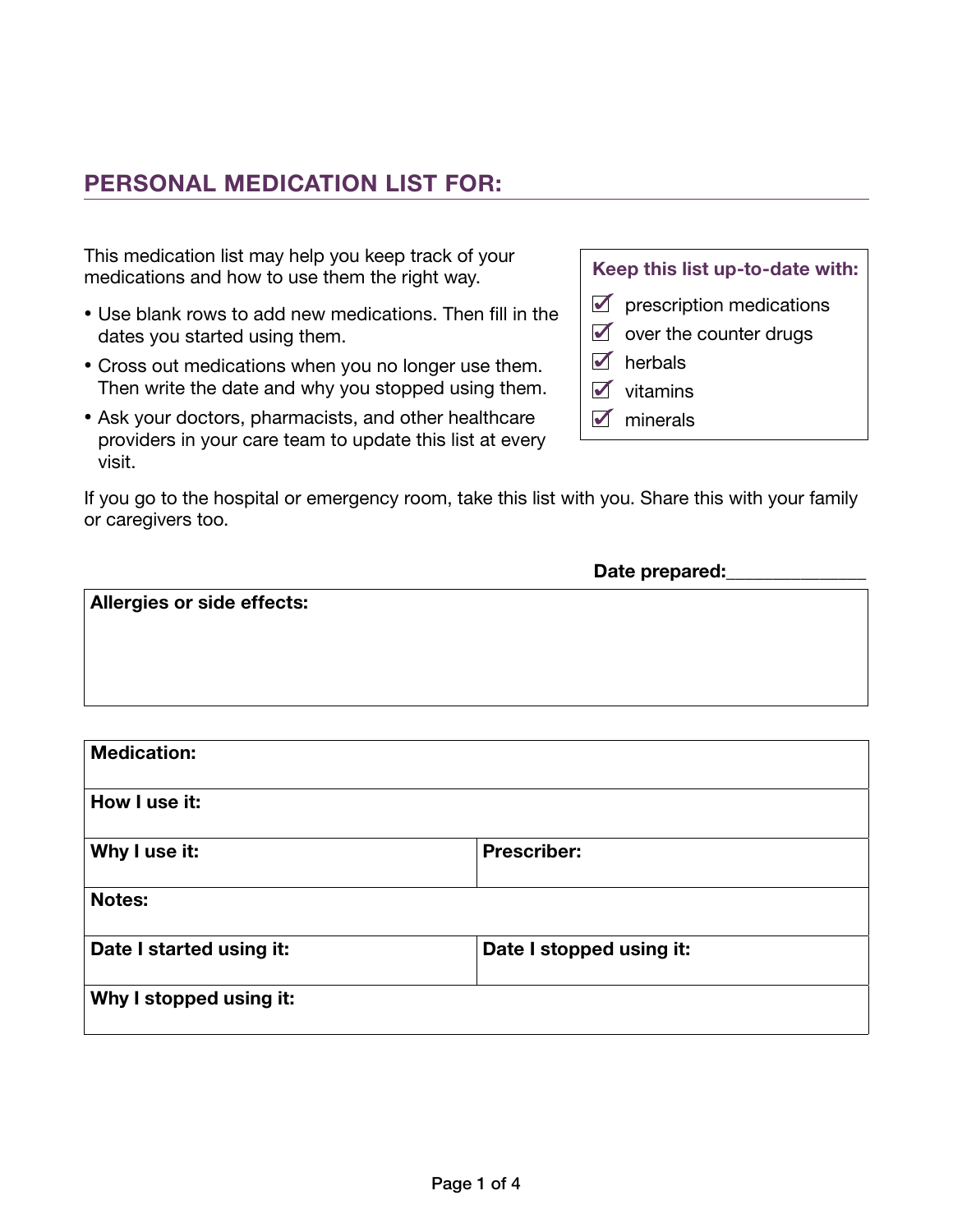## PERSONAL MEDICATION LIST FOR:

This medication list may help you keep track of your medications and how to use them the right way.

- Use blank rows to add new medications. Then fill in the dates you started using them.
- Cross out medications when you no longer use them. Then write the date and why you stopped using them.
- Ask your doctors, pharmacists, and other healthcare providers in your care team to update this list at every visit.

**Keep this list up-to-date with:**

- ☑ prescription medications
- ☑ over the counter drugs
- ☑ herbals
- ☑ vitamins
- ☑ minerals

If you go to the hospital or emergency room, take this list with you. Share this with your family or caregivers too.

**Date prepared:**______________

| **Allergies or side effects:** |
|---|
| |

| **Medication:** | |
|---|---|
| **How I use it:** | |
| **Why I use it:** | **Prescriber:** |
| **Notes:** | |
| **Date I started using it:** | **Date I stopped using it:** |
| **Why I stopped using it:** | |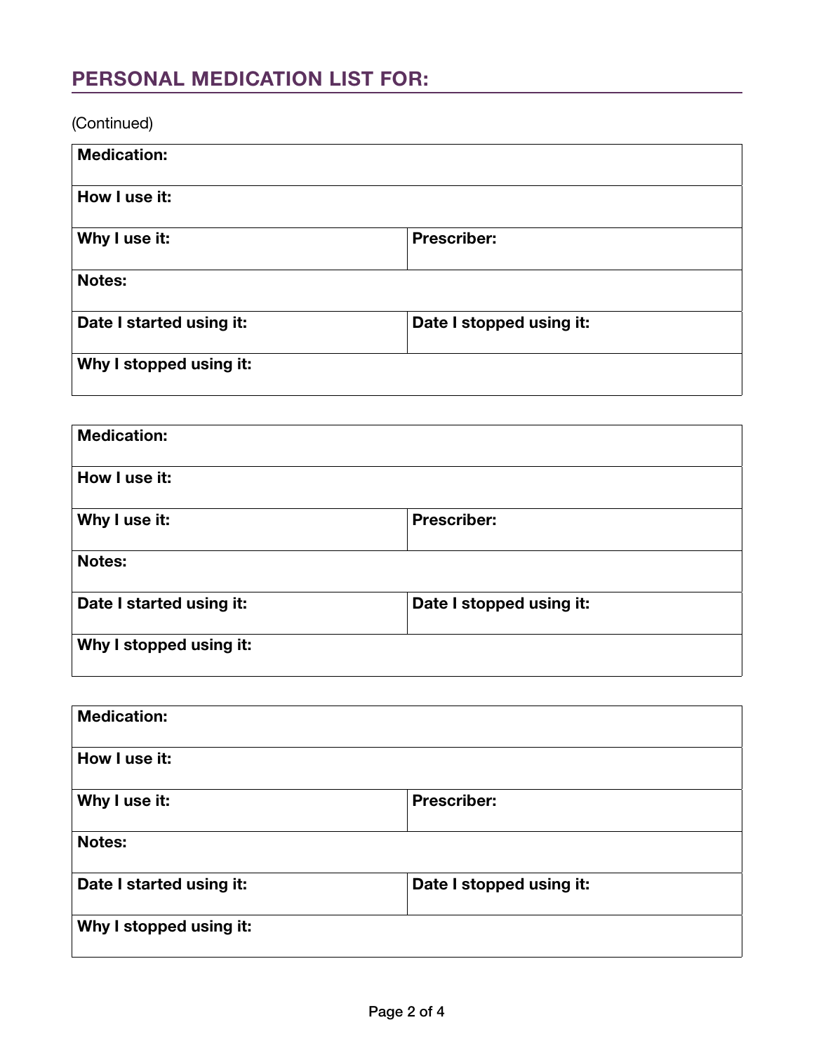## PERSONAL MEDICATION LIST FOR:

(Continued)

| **Medication:** | |
|---|---|
| **How I use it:** | |
| **Why I use it:** | **Prescriber:** |
| **Notes:** | |
| **Date I started using it:** | **Date I stopped using it:** |
| **Why I stopped using it:** | |

| **Medication:** | |
|---|---|
| **How I use it:** | |
| **Why I use it:** | **Prescriber:** |
| **Notes:** | |
| **Date I started using it:** | **Date I stopped using it:** |
| **Why I stopped using it:** | |

| **Medication:** | |
|---|---|
| **How I use it:** | |
| **Why I use it:** | **Prescriber:** |
| **Notes:** | |
| **Date I started using it:** | **Date I stopped using it:** |
| **Why I stopped using it:** | |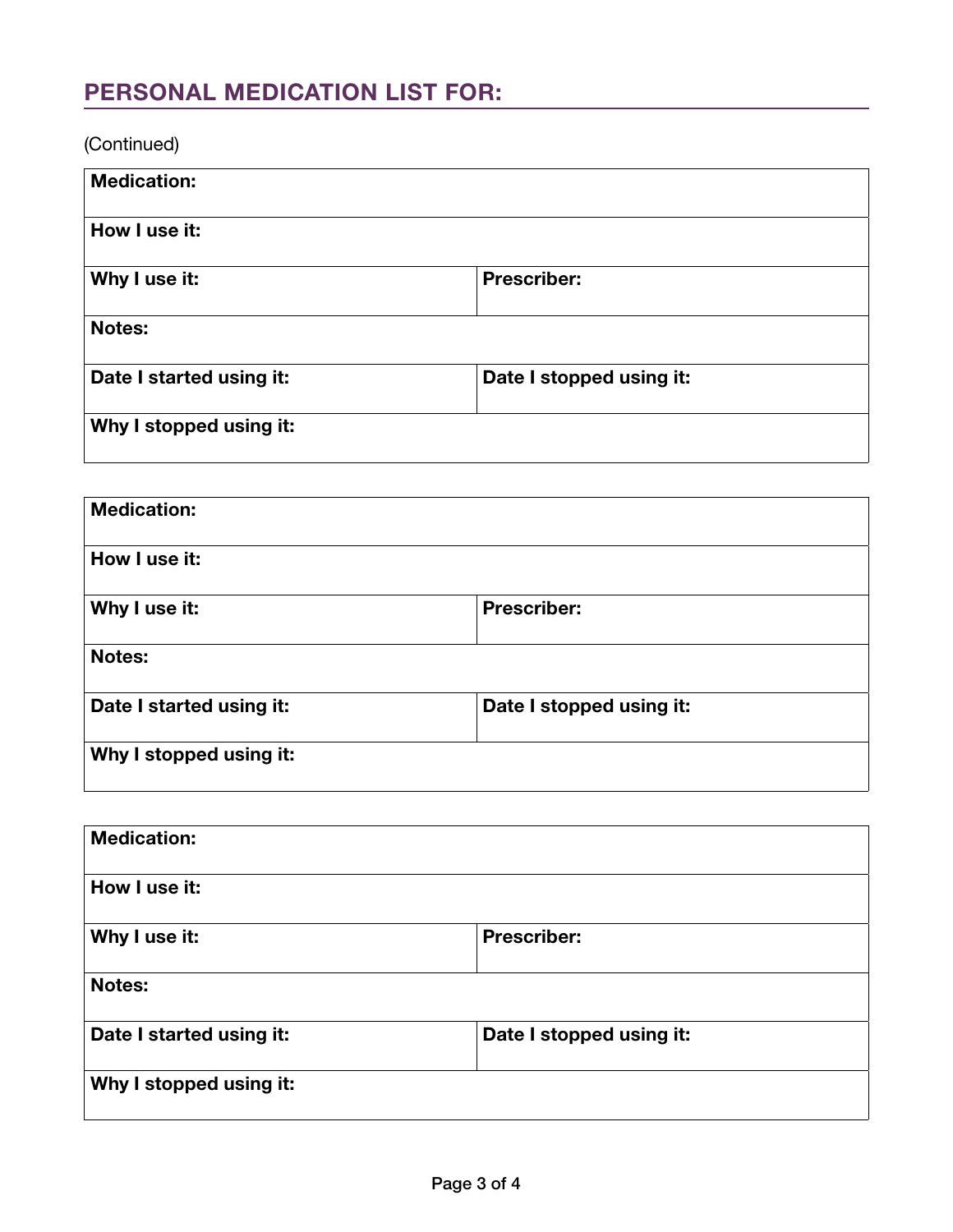## PERSONAL MEDICATION LIST FOR:

(Continued)

| **Medication:** | |
|---|---|
| **How I use it:** | |
| **Why I use it:** | **Prescriber:** |
| **Notes:** | |
| **Date I started using it:** | **Date I stopped using it:** |
| **Why I stopped using it:** | |

| **Medication:** | |
|---|---|
| **How I use it:** | |
| **Why I use it:** | **Prescriber:** |
| **Notes:** | |
| **Date I started using it:** | **Date I stopped using it:** |
| **Why I stopped using it:** | |

| **Medication:** | |
|---|---|
| **How I use it:** | |
| **Why I use it:** | **Prescriber:** |
| **Notes:** | |
| **Date I started using it:** | **Date I stopped using it:** |
| **Why I stopped using it:** | |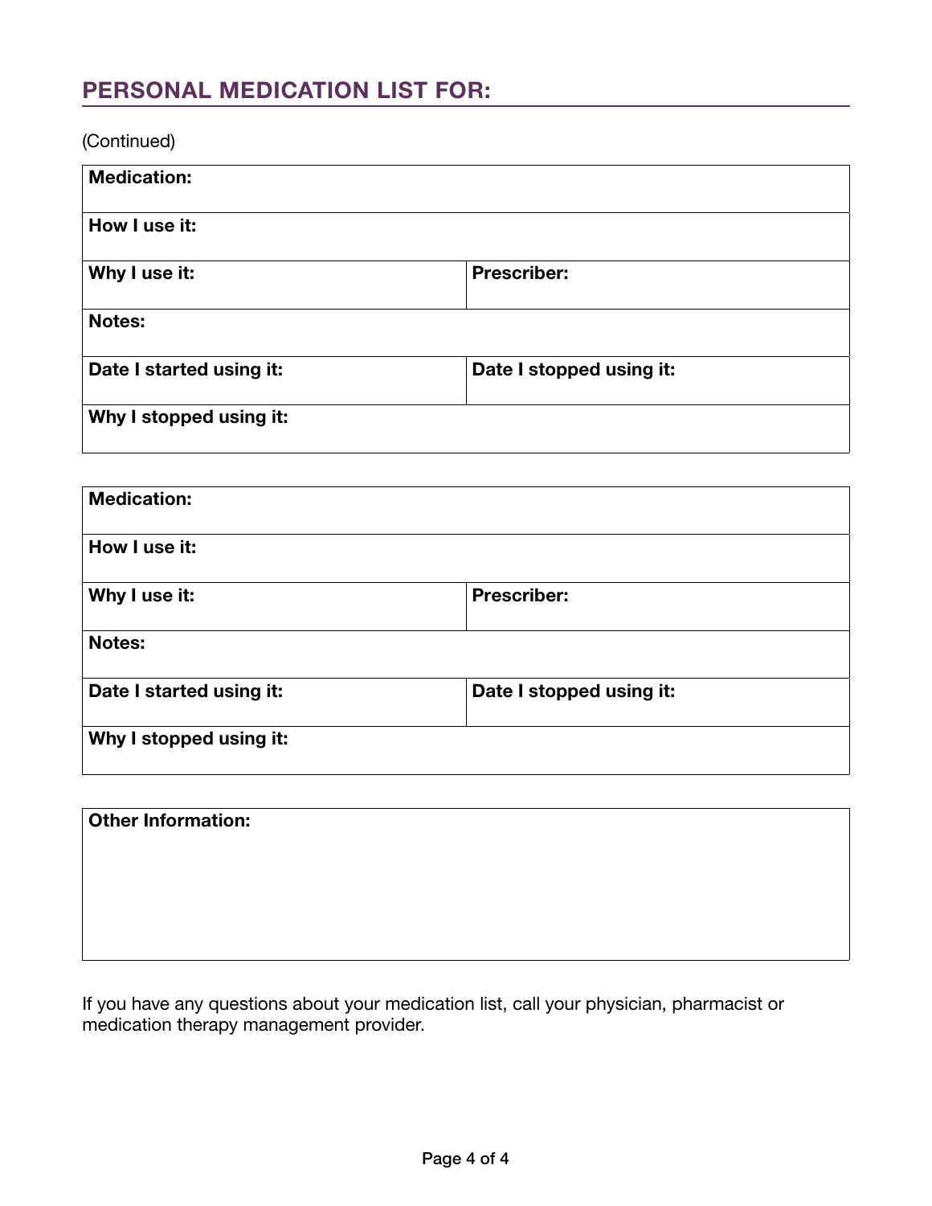## PERSONAL MEDICATION LIST FOR:

(Continued)

| | |
|---|---|
| **Medication:** | |
| **How I use it:** | |
| **Why I use it:** | **Prescriber:** |
| **Notes:** | |
| **Date I started using it:** | **Date I stopped using it:** |
| **Why I stopped using it:** | |

| | |
|---|---|
| **Medication:** | |
| **How I use it:** | |
| **Why I use it:** | **Prescriber:** |
| **Notes:** | |
| **Date I started using it:** | **Date I stopped using it:** |
| **Why I stopped using it:** | |

| |
|---|
| **Other Information:** |

If you have any questions about your medication list, call your physician, pharmacist or medication therapy management provider.